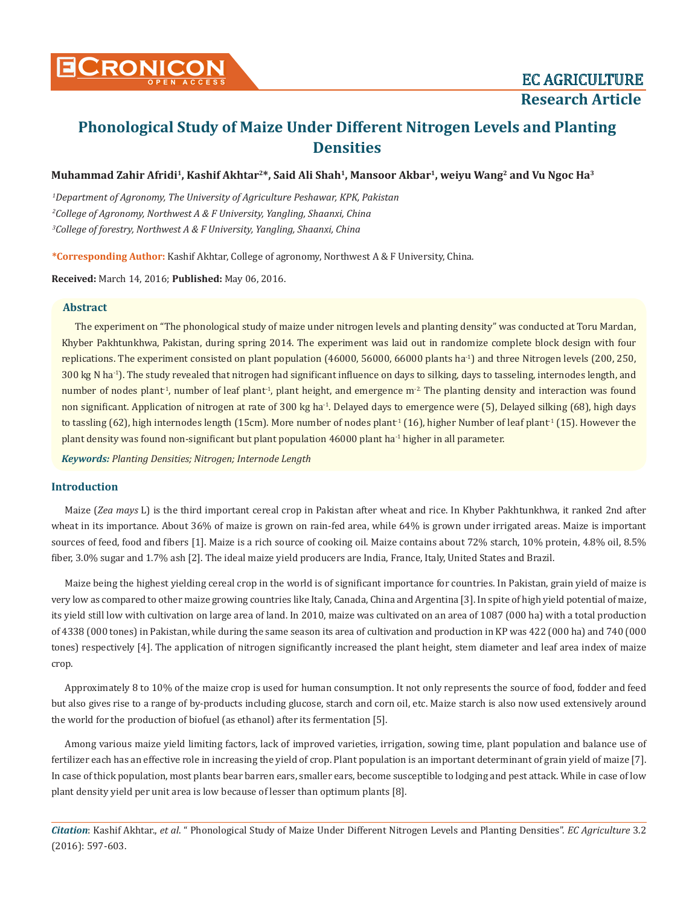# Phonological Study of Maize Under Different Nitrogen Levels and Planting Densities

**Muhammad Zahir Afridi[1], Kashif Akhtar[2]*, Said Ali Shah[1], Mansoor Akbar[1], weiyu Wang[2] and Vu Ngoc Ha[3]**

*[1]Department of Agronomy, The University of Agriculture Peshawar, KPK, Pakistan*

*[2]College of Agronomy, Northwest A & F University, Yangling, Shaanxi, China*

*[3]College of forestry, Northwest A & F University, Yangling, Shaanxi, China*

**\*Corresponding Author:** Kashif Akhtar, College of agronomy, Northwest A & F University, China.

**Received:** March 14, 2016; **Published:** May 06, 2016.

## Abstract

The experiment on "The phonological study of maize under nitrogen levels and planting density" was conducted at Toru Mardan, Khyber Pakhtunkhwa, Pakistan, during spring 2014. The experiment was laid out in randomize complete block design with four replications. The experiment consisted on plant population (46000, 56000, 66000 plants ha$^{-1}$) and three Nitrogen levels (200, 250, 300 kg N ha$^{-1}$). The study revealed that nitrogen had significant influence on days to silking, days to tasseling, internodes length, and number of nodes plant$^{-1}$, number of leaf plant$^{-1}$, plant height, and emergence m$^{-2.}$ The planting density and interaction was found non significant. Application of nitrogen at rate of 300 kg ha$^{-1}$. Delayed days to emergence were (5), Delayed silking (68), high days to tassling (62), high internodes length (15cm). More number of nodes plant$^{-1}$ (16), higher Number of leaf plant$^{-1}$ (15). However the plant density was found non-significant but plant population 46000 plant ha$^{-1}$ higher in all parameter.

***Keywords:** Planting Densities; Nitrogen; Internode Length*

## Introduction

Maize (*Zea mays* L) is the third important cereal crop in Pakistan after wheat and rice. In Khyber Pakhtunkhwa, it ranked 2nd after wheat in its importance. About 36% of maize is grown on rain-fed area, while 64% is grown under irrigated areas. Maize is important sources of feed, food and fibers [1]. Maize is a rich source of cooking oil. Maize contains about 72% starch, 10% protein, 4.8% oil, 8.5% fiber, 3.0% sugar and 1.7% ash [2]. The ideal maize yield producers are India, France, Italy, United States and Brazil.

Maize being the highest yielding cereal crop in the world is of significant importance for countries. In Pakistan, grain yield of maize is very low as compared to other maize growing countries like Italy, Canada, China and Argentina [3]. In spite of high yield potential of maize, its yield still low with cultivation on large area of land. In 2010, maize was cultivated on an area of 1087 (000 ha) with a total production of 4338 (000 tones) in Pakistan, while during the same season its area of cultivation and production in KP was 422 (000 ha) and 740 (000 tones) respectively [4]. The application of nitrogen significantly increased the plant height, stem diameter and leaf area index of maize crop.

Approximately 8 to 10% of the maize crop is used for human consumption. It not only represents the source of food, fodder and feed but also gives rise to a range of by-products including glucose, starch and corn oil, etc. Maize starch is also now used extensively around the world for the production of biofuel (as ethanol) after its fermentation [5].

Among various maize yield limiting factors, lack of improved varieties, irrigation, sowing time, plant population and balance use of fertilizer each has an effective role in increasing the yield of crop. Plant population is an important determinant of grain yield of maize [7]. In case of thick population, most plants bear barren ears, smaller ears, become susceptible to lodging and pest attack. While in case of low plant density yield per unit area is low because of lesser than optimum plants [8].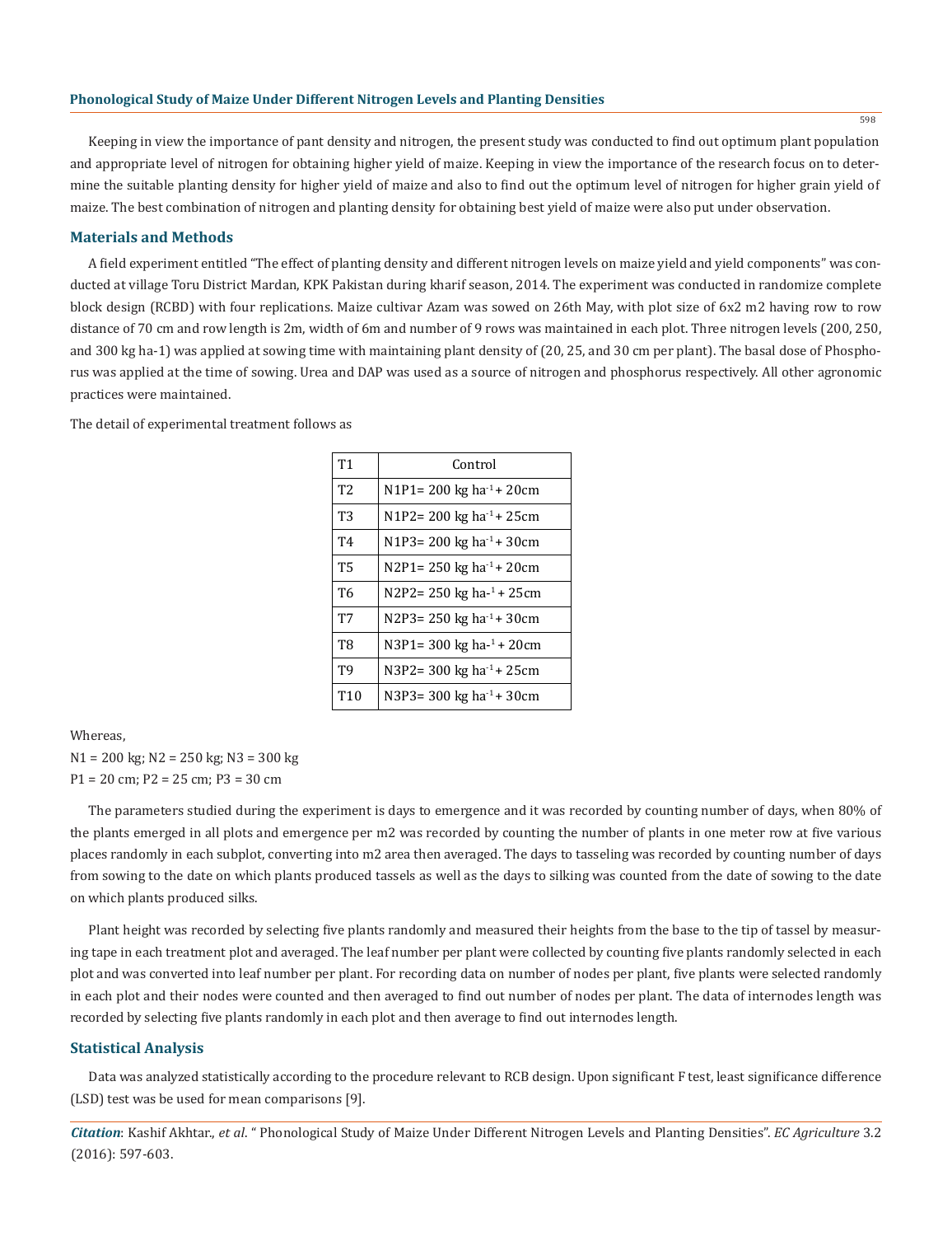Keeping in view the importance of pant density and nitrogen, the present study was conducted to find out optimum plant population and appropriate level of nitrogen for obtaining higher yield of maize. Keeping in view the importance of the research focus on to determine the suitable planting density for higher yield of maize and also to find out the optimum level of nitrogen for higher grain yield of maize. The best combination of nitrogen and planting density for obtaining best yield of maize were also put under observation.

## Materials and Methods

A field experiment entitled "The effect of planting density and different nitrogen levels on maize yield and yield components" was conducted at village Toru District Mardan, KPK Pakistan during kharif season, 2014. The experiment was conducted in randomize complete block design (RCBD) with four replications. Maize cultivar Azam was sowed on 26th May, with plot size of 6x2 m2 having row to row distance of 70 cm and row length is 2m, width of 6m and number of 9 rows was maintained in each plot. Three nitrogen levels (200, 250, and 300 kg ha-1) was applied at sowing time with maintaining plant density of (20, 25, and 30 cm per plant). The basal dose of Phosphorus was applied at the time of sowing. Urea and DAP was used as a source of nitrogen and phosphorus respectively. All other agronomic practices were maintained.

The detail of experimental treatment follows as

| | |
|---|---|
| T1 | Control |
| T2 | N1P1= 200 kg $ha^{-1}$ + 20cm |
| T3 | N1P2= 200 kg $ha^{-1}$ + 25cm |
| T4 | N1P3= 200 kg $ha^{-1}$ + 30cm |
| T5 | N2P1= 250 kg $ha^{-1}$ + 20cm |
| T6 | N2P2= 250 kg ha-$^{1}$ + 25cm |
| T7 | N2P3= 250 kg $ha^{-1}$ + 30cm |
| T8 | N3P1= 300 kg ha-$^{1}$ + 20cm |
| T9 | N3P2= 300 kg $ha^{-1}$ + 25cm |
| T10 | N3P3= 300 kg $ha^{-1}$ + 30cm |

Whereas,

N1 = 200 kg; N2 = 250 kg; N3 = 300 kg

P1 = 20 cm; P2 = 25 cm; P3 = 30 cm

The parameters studied during the experiment is days to emergence and it was recorded by counting number of days, when 80% of the plants emerged in all plots and emergence per m2 was recorded by counting the number of plants in one meter row at five various places randomly in each subplot, converting into m2 area then averaged. The days to tasseling was recorded by counting number of days from sowing to the date on which plants produced tassels as well as the days to silking was counted from the date of sowing to the date on which plants produced silks.

Plant height was recorded by selecting five plants randomly and measured their heights from the base to the tip of tassel by measuring tape in each treatment plot and averaged. The leaf number per plant were collected by counting five plants randomly selected in each plot and was converted into leaf number per plant. For recording data on number of nodes per plant, five plants were selected randomly in each plot and their nodes were counted and then averaged to find out number of nodes per plant. The data of internodes length was recorded by selecting five plants randomly in each plot and then average to find out internodes length.

## Statistical Analysis

Data was analyzed statistically according to the procedure relevant to RCB design. Upon significant F test, least significance difference (LSD) test was be used for mean comparisons [9].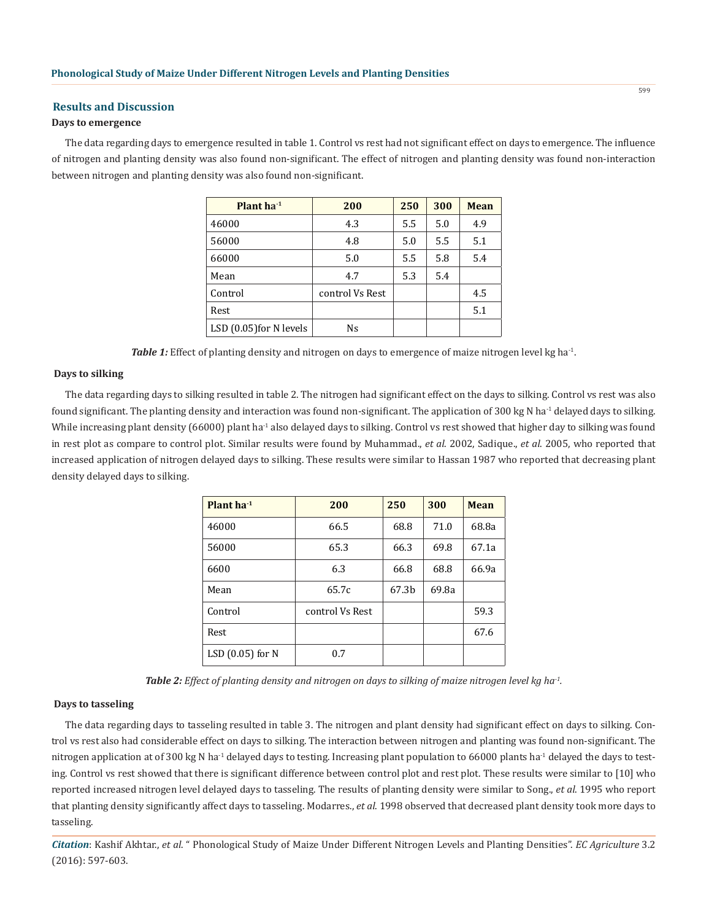## Results and Discussion

### Days to emergence

The data regarding days to emergence resulted in table 1. Control vs rest had not significant effect on days to emergence. The influence of nitrogen and planting density was also found non-significant. The effect of nitrogen and planting density was found non-interaction between nitrogen and planting density was also found non-significant.

| Plant ha$^{-1}$ | 200 | 250 | 300 | Mean |
|---|---|---|---|---|
| 46000 | 4.3 | 5.5 | 5.0 | 4.9 |
| 56000 | 4.8 | 5.0 | 5.5 | 5.1 |
| 66000 | 5.0 | 5.5 | 5.8 | 5.4 |
| Mean | 4.7 | 5.3 | 5.4 | |
| Control | control Vs Rest | | | 4.5 |
| Rest | | | | 5.1 |
| LSD (0.05)for N levels | Ns | | | |

***Table 1:*** Effect of planting density and nitrogen on days to emergence of maize nitrogen level kg ha$^{-1}$.

### Days to silking

The data regarding days to silking resulted in table 2. The nitrogen had significant effect on the days to silking. Control vs rest was also found significant. The planting density and interaction was found non-significant. The application of 300 kg N ha$^{-1}$ delayed days to silking. While increasing plant density (66000) plant ha$^{-1}$ also delayed days to silking. Control vs rest showed that higher day to silking was found in rest plot as compare to control plot. Similar results were found by Muhammad., *et al.* 2002, Sadique., *et al.* 2005, who reported that increased application of nitrogen delayed days to silking. These results were similar to Hassan 1987 who reported that decreasing plant density delayed days to silking.

| Plant ha$^{-1}$ | 200 | 250 | 300 | Mean |
|---|---|---|---|---|
| 46000 | 66.5 | 68.8 | 71.0 | 68.8a |
| 56000 | 65.3 | 66.3 | 69.8 | 67.1a |
| 6600 | 6.3 | 66.8 | 68.8 | 66.9a |
| Mean | 65.7c | 67.3b | 69.8a | |
| Control | control Vs Rest | | | 59.3 |
| Rest | | | | 67.6 |
| LSD (0.05) for N | 0.7 | | | |

***Table 2:*** *Effect of planting density and nitrogen on days to silking of maize nitrogen level kg ha$^{-1}$.*

### Days to tasseling

The data regarding days to tasseling resulted in table 3. The nitrogen and plant density had significant effect on days to silking. Control vs rest also had considerable effect on days to silking. The interaction between nitrogen and planting was found non-significant. The nitrogen application at of 300 kg N ha$^{-1}$ delayed days to testing. Increasing plant population to 66000 plants ha$^{-1}$ delayed the days to testing. Control vs rest showed that there is significant difference between control plot and rest plot. These results were similar to [10] who reported increased nitrogen level delayed days to tasseling. The results of planting density were similar to Song., *et al.* 1995 who report that planting density significantly affect days to tasseling. Modarres., *et al.* 1998 observed that decreased plant density took more days to tasseling.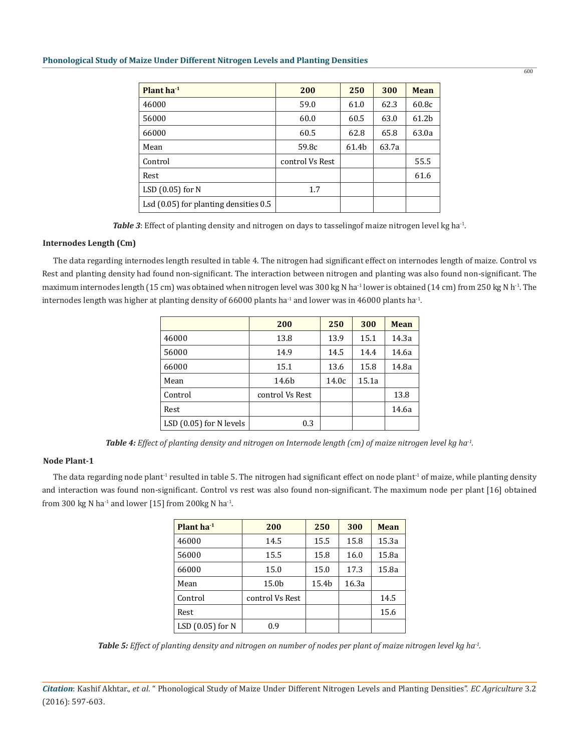| Plant ha$^{-1}$ | 200 | 250 | 300 | Mean |
|---|---|---|---|---|
| 46000 | 59.0 | 61.0 | 62.3 | 60.8c |
| 56000 | 60.0 | 60.5 | 63.0 | 61.2b |
| 66000 | 60.5 | 62.8 | 65.8 | 63.0a |
| Mean | 59.8c | 61.4b | 63.7a | |
| Control | control Vs Rest | | | 55.5 |
| Rest | | | | 61.6 |
| LSD (0.05) for N | 1.7 | | | |
| Lsd (0.05) for planting densities 0.5 | | | | |

***Table 3***: Effect of planting density and nitrogen on days to tasselingof maize nitrogen level kg ha$^{-1}$.

### Internodes Length (Cm)

The data regarding internodes length resulted in table 4. The nitrogen had significant effect on internodes length of maize. Control vs Rest and planting density had found non-significant. The interaction between nitrogen and planting was also found non-significant. The maximum internodes length (15 cm) was obtained when nitrogen level was 300 kg N ha$^{-1}$ lower is obtained (14 cm) from 250 kg N h$^{-1}$. The internodes length was higher at planting density of 66000 plants ha$^{-1}$ and lower was in 46000 plants ha$^{-1}$.

| | 200 | 250 | 300 | Mean |
|---|---|---|---|---|
| 46000 | 13.8 | 13.9 | 15.1 | 14.3a |
| 56000 | 14.9 | 14.5 | 14.4 | 14.6a |
| 66000 | 15.1 | 13.6 | 15.8 | 14.8a |
| Mean | 14.6b | 14.0c | 15.1a | |
| Control | control Vs Rest | | | 13.8 |
| Rest | | | | 14.6a |
| LSD (0.05) for N levels | 0.3 | | | |

***Table 4:*** *Effect of planting density and nitrogen on Internode length (cm) of maize nitrogen level kg ha$^{-1}$.*

### Node Plant-1

The data regarding node plant$^{-1}$ resulted in table 5. The nitrogen had significant effect on node plant$^{-1}$ of maize, while planting density and interaction was found non-significant. Control vs rest was also found non-significant. The maximum node per plant [16] obtained from 300 kg N ha$^{-1}$ and lower [15] from 200kg N ha$^{-1}$.

| Plant ha$^{-1}$ | 200 | 250 | 300 | Mean |
|---|---|---|---|---|
| 46000 | 14.5 | 15.5 | 15.8 | 15.3a |
| 56000 | 15.5 | 15.8 | 16.0 | 15.8a |
| 66000 | 15.0 | 15.0 | 17.3 | 15.8a |
| Mean | 15.0b | 15.4b | 16.3a | |
| Control | control Vs Rest | | | 14.5 |
| Rest | | | | 15.6 |
| LSD (0.05) for N | 0.9 | | | |

***Table 5:*** *Effect of planting density and nitrogen on number of nodes per plant of maize nitrogen level kg ha$^{-1}$.*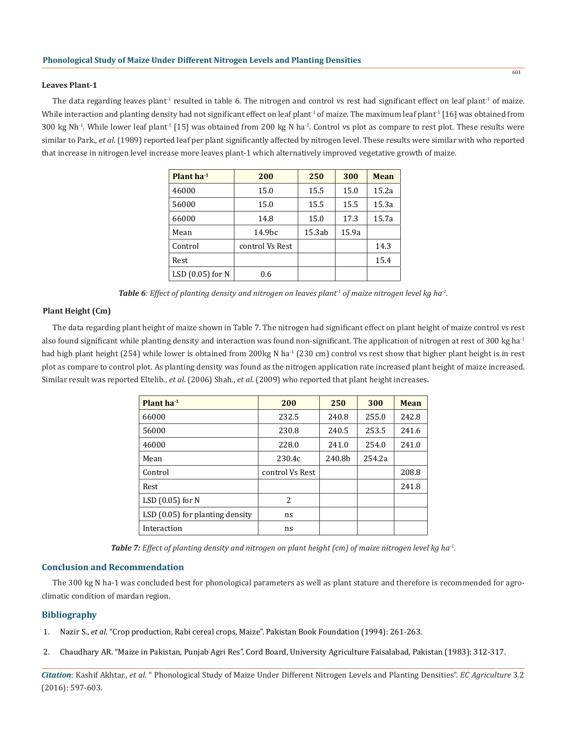### Leaves Plant-1

The data regarding leaves plant$^{-1}$ resulted in table 6. The nitrogen and control vs rest had significant effect on leaf plant$^{-1}$ of maize. While interaction and planting density had not significant effect on leaf plant$^{-1}$ of maize. The maximum leaf plant$^{-1}$ [16] was obtained from 300 kg Nh$^{-1}$. While lower leaf plant$^{-1}$ [15] was obtained from 200 kg N ha$^{-1}$. Control vs plot as compare to rest plot. These results were similar to Park., *et al*. (1989) reported leaf per plant significantly affected by nitrogen level. These results were similar with who reported that increase in nitrogen level increase more leaves plant-1 which alternatively improved vegetative growth of maize.

| Plant ha$^{-1}$ | 200 | 250 | 300 | Mean |
|---|---|---|---|---|
| 46000 | 15.0 | 15.5 | 15.0 | 15.2a |
| 56000 | 15.0 | 15.5 | 15.5 | 15.3a |
| 66000 | 14.8 | 15.0 | 17.3 | 15.7a |
| Mean | 14.9bc | 15.3ab | 15.9a | |
| Control | control Vs Rest | | | 14.3 |
| Rest | | | | 15.4 |
| LSD (0.05) for N | 0.6 | | | |

***Table 6**: Effect of planting density and nitrogen on leaves plant$^{-1}$ of maize nitrogen level kg ha$^{-1}$.*

### Plant Height (Cm)

The data regarding plant height of maize shown in Table 7. The nitrogen had significant effect on plant height of maize control vs rest also found significant while planting density and interaction was found non-significant. The application of nitrogen at rest of 300 kg ha$^{-1}$ had high plant height (254) while lower is obtained from 200kg N ha$^{-1}$ (230 cm) control vs rest show that higher plant height is in rest plot as compare to control plot. As planting density was found as the nitrogen application rate increased plant height of maize increased. Similar result was reported Eltelib., *et al*. (2006) Shah., *et al*. (2009) who reported that plant height increases.

| Plant ha$^{-1}$ | 200 | 250 | 300 | Mean |
|---|---|---|---|---|
| 66000 | 232.5 | 240.8 | 255.0 | 242.8 |
| 56000 | 230.8 | 240.5 | 253.5 | 241.6 |
| 46000 | 228.0 | 241.0 | 254.0 | 241.0 |
| Mean | 230.4c | 240.8b | 254.2a | |
| Control | control Vs Rest | | | 208.8 |
| Rest | | | | 241.8 |
| LSD (0.05) for N | 2 | | | |
| LSD (0.05) for planting density | ns | | | |
| Interaction | ns | | | |

***Table 7:** Effect of planting density and nitrogen on plant height (cm) of maize nitrogen level kg ha$^{-1}$.*

## Conclusion and Recommendation

The 300 kg N ha-1 was concluded best for phonological parameters as well as plant stature and therefore is recommended for agro-climatic condition of mardan region.

## Bibliography

1. Nazir S., *et al*. "Crop production, Rabi cereal crops, Maize". Pakistan Book Foundation (1994): 261-263.
2. Chaudhary AR. "Maize in Pakistan, Punjab Agri Res". Cord Board, University Agriculture Faisalabad, Pakistan (1983): 312-317.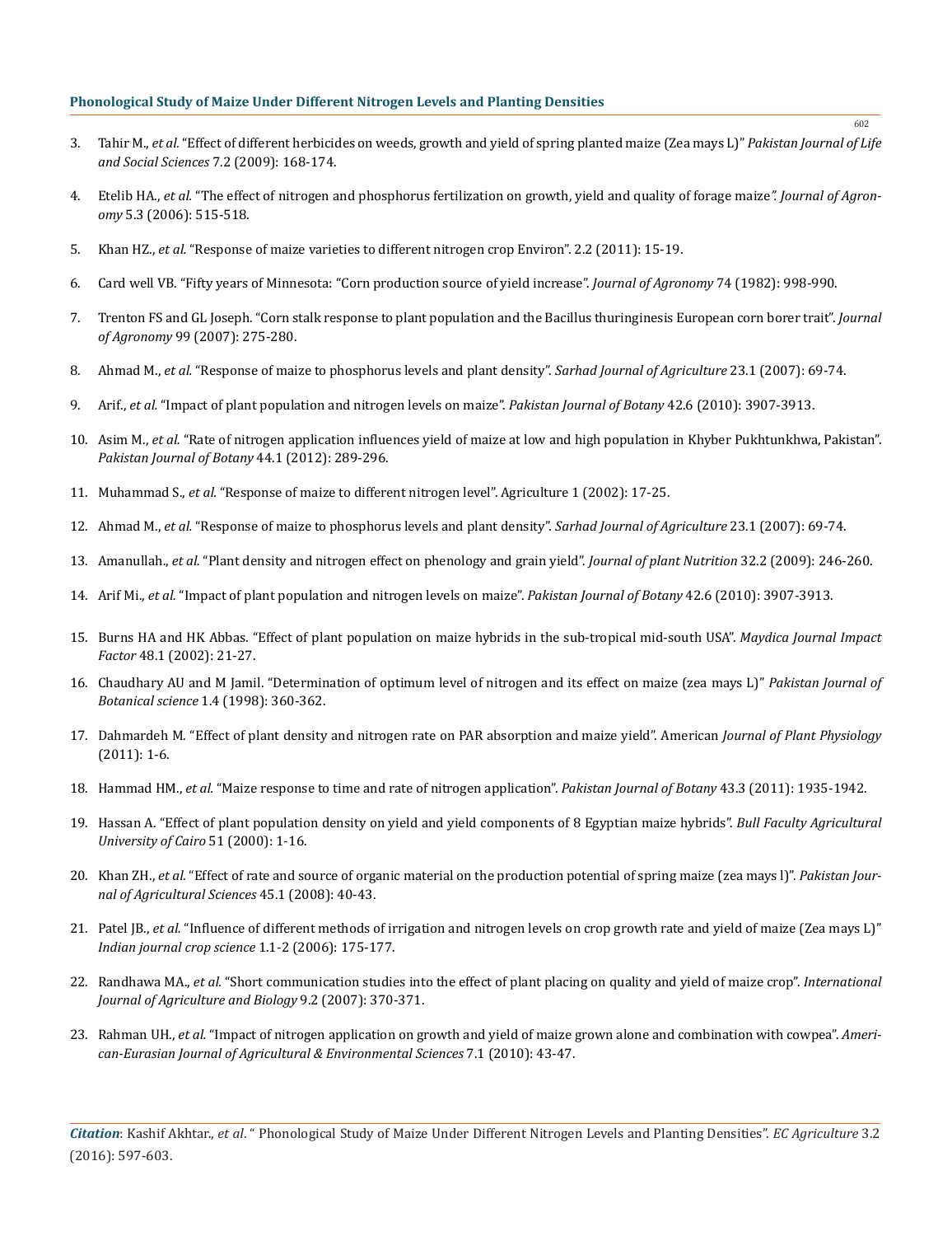3. Tahir M., *et al.* "Effect of different herbicides on weeds, growth and yield of spring planted maize (Zea mays L)" *Pakistan Journal of Life and Social Sciences* 7.2 (2009): 168-174.

4. Etelib HA., *et al.* "The effect of nitrogen and phosphorus fertilization on growth, yield and quality of forage maize*". Journal of Agronomy* 5.3 (2006): 515-518.

5. Khan HZ., *et al.* "Response of maize varieties to different nitrogen crop Environ". 2.2 (2011): 15-19.

6. Card well VB. "Fifty years of Minnesota: "Corn production source of yield increase". *Journal of Agronomy* 74 (1982): 998-990.

7. Trenton FS and GL Joseph. "Corn stalk response to plant population and the Bacillus thuringinesis European corn borer trait". *Journal of Agronomy* 99 (2007): 275-280.

8. Ahmad M., *et al.* "Response of maize to phosphorus levels and plant density". *Sarhad Journal of Agriculture* 23.1 (2007): 69-74.

9. Arif., *et al.* "Impact of plant population and nitrogen levels on maize". *Pakistan Journal of Botany* 42.6 (2010): 3907-3913.

10. Asim M., *et al.* "Rate of nitrogen application influences yield of maize at low and high population in Khyber Pukhtunkhwa, Pakistan". *Pakistan Journal of Botany* 44.1 (2012): 289-296.

11. Muhammad S., *et al.* "Response of maize to different nitrogen level". Agriculture 1 (2002): 17-25.

12. Ahmad M., *et al.* "Response of maize to phosphorus levels and plant density". *Sarhad Journal of Agriculture* 23.1 (2007): 69-74.

13. Amanullah., *et al.* "Plant density and nitrogen effect on phenology and grain yield". *Journal of plant Nutrition* 32.2 (2009): 246-260.

14. Arif Mi., *et al.* "Impact of plant population and nitrogen levels on maize". *Pakistan Journal of Botany* 42.6 (2010): 3907-3913.

15. Burns HA and HK Abbas. "Effect of plant population on maize hybrids in the sub-tropical mid-south USA". *Maydica Journal Impact Factor* 48.1 (2002): 21-27.

16. Chaudhary AU and M Jamil. "Determination of optimum level of nitrogen and its effect on maize (zea mays L)" *Pakistan Journal of Botanical science* 1.4 (1998): 360-362.

17. Dahmardeh M. "Effect of plant density and nitrogen rate on PAR absorption and maize yield". American *Journal of Plant Physiology* (2011): 1-6.

18. Hammad HM., *et al.* "Maize response to time and rate of nitrogen application". *Pakistan Journal of Botany* 43.3 (2011): 1935-1942.

19. Hassan A. "Effect of plant population density on yield and yield components of 8 Egyptian maize hybrids". *Bull Faculty Agricultural University of Cairo* 51 (2000): 1-16.

20. Khan ZH., *et al.* "Effect of rate and source of organic material on the production potential of spring maize (zea mays l)". *Pakistan Journal of Agricultural Sciences* 45.1 (2008): 40-43.

21. Patel JB., *et al.* "Influence of different methods of irrigation and nitrogen levels on crop growth rate and yield of maize (Zea mays L)" *Indian journal crop science* 1.1-2 (2006): 175-177.

22. Randhawa MA., *et al.* "Short communication studies into the effect of plant placing on quality and yield of maize crop". *International Journal of Agriculture and Biology* 9.2 (2007): 370-371.

23. Rahman UH., *et al.* "Impact of nitrogen application on growth and yield of maize grown alone and combination with cowpea". *American-Eurasian Journal of Agricultural & Environmental Sciences* 7.1 (2010): 43-47.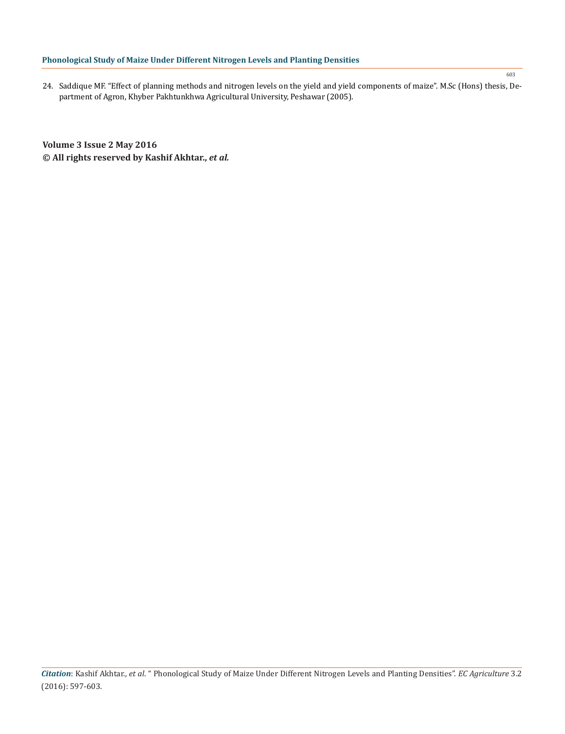24. Saddique MF. "Effect of planning methods and nitrogen levels on the yield and yield components of maize". M.Sc (Hons) thesis, Department of Agron, Khyber Pakhtunkhwa Agricultural University, Peshawar (2005).

**Volume 3 Issue 2 May 2016**
**© All rights reserved by Kashif Akhtar., *et al.***